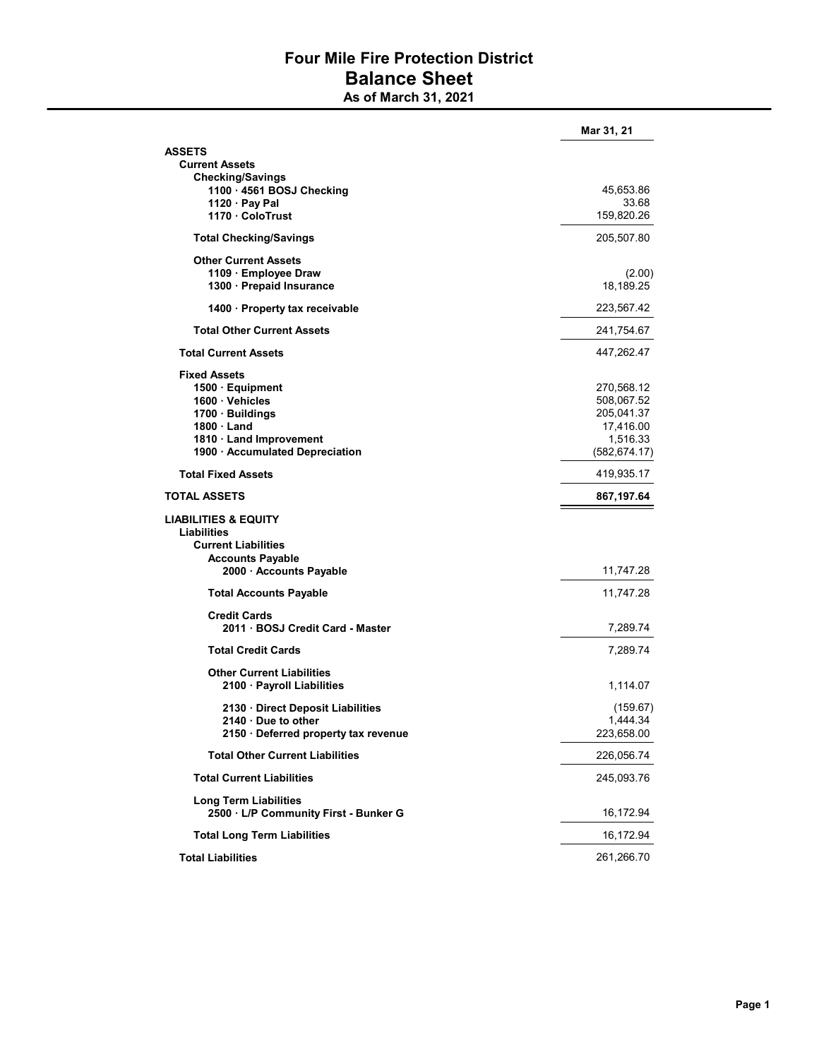# Four Mile Fire Protection District

## Balance Sheet

### As of March 31, 2021

| | Mar 31, 21 |
|---|---|
| **ASSETS** | |
| **Current Assets** | |
| **Checking/Savings** | |
| **1100 · 4561 BOSJ Checking** | 45,653.86 |
| **1120 · Pay Pal** | 33.68 |
| **1170 · ColoTrust** | 159,820.26 |
| **Total Checking/Savings** | 205,507.80 |
| **Other Current Assets** | |
| **1109 · Employee Draw** | (2.00) |
| **1300 · Prepaid Insurance** | 18,189.25 |
| **1400 · Property tax receivable** | 223,567.42 |
| **Total Other Current Assets** | 241,754.67 |
| **Total Current Assets** | 447,262.47 |
| **Fixed Assets** | |
| **1500 · Equipment** | 270,568.12 |
| **1600 · Vehicles** | 508,067.52 |
| **1700 · Buildings** | 205,041.37 |
| **1800 · Land** | 17,416.00 |
| **1810 · Land Improvement** | 1,516.33 |
| **1900 · Accumulated Depreciation** | (582,674.17) |
| **Total Fixed Assets** | 419,935.17 |
| **TOTAL ASSETS** | **867,197.64** |
| **LIABILITIES & EQUITY** | |
| **Liabilities** | |
| **Current Liabilities** | |
| **Accounts Payable** | |
| **2000 · Accounts Payable** | 11,747.28 |
| **Total Accounts Payable** | 11,747.28 |
| **Credit Cards** | |
| **2011 · BOSJ Credit Card - Master** | 7,289.74 |
| **Total Credit Cards** | 7,289.74 |
| **Other Current Liabilities** | |
| **2100 · Payroll Liabilities** | 1,114.07 |
| **2130 · Direct Deposit Liabilities** | (159.67) |
| **2140 · Due to other** | 1,444.34 |
| **2150 · Deferred property tax revenue** | 223,658.00 |
| **Total Other Current Liabilities** | 226,056.74 |
| **Total Current Liabilities** | 245,093.76 |
| **Long Term Liabilities** | |
| **2500 · L/P Community First - Bunker G** | 16,172.94 |
| **Total Long Term Liabilities** | 16,172.94 |
| **Total Liabilities** | 261,266.70 |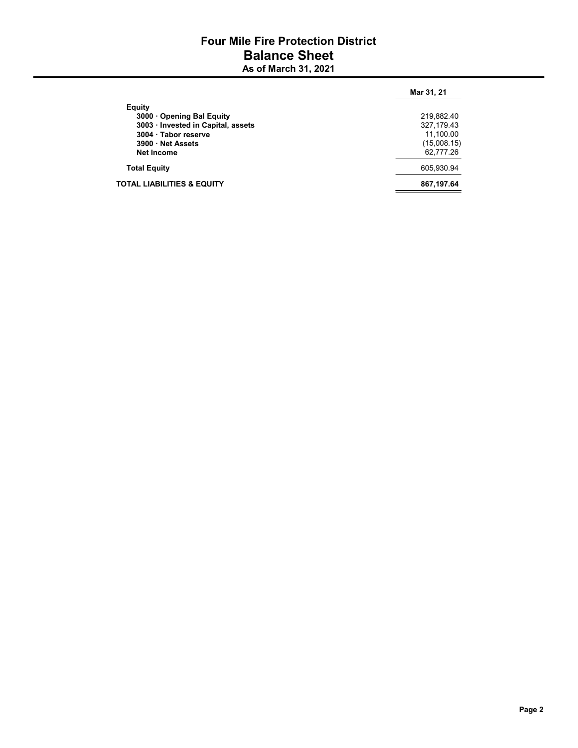# Four Mile Fire Protection District

## Balance Sheet

### As of March 31, 2021

| | Mar 31, 21 |
|---|---|
| **Equity** | |
| **3000 · Opening Bal Equity** | 219,882.40 |
| **3003 · Invested in Capital, assets** | 327,179.43 |
| **3004 · Tabor reserve** | 11,100.00 |
| **3900 · Net Assets** | (15,008.15) |
| **Net Income** | 62,777.26 |
| **Total Equity** | 605,930.94 |
| **TOTAL LIABILITIES & EQUITY** | **867,197.64** |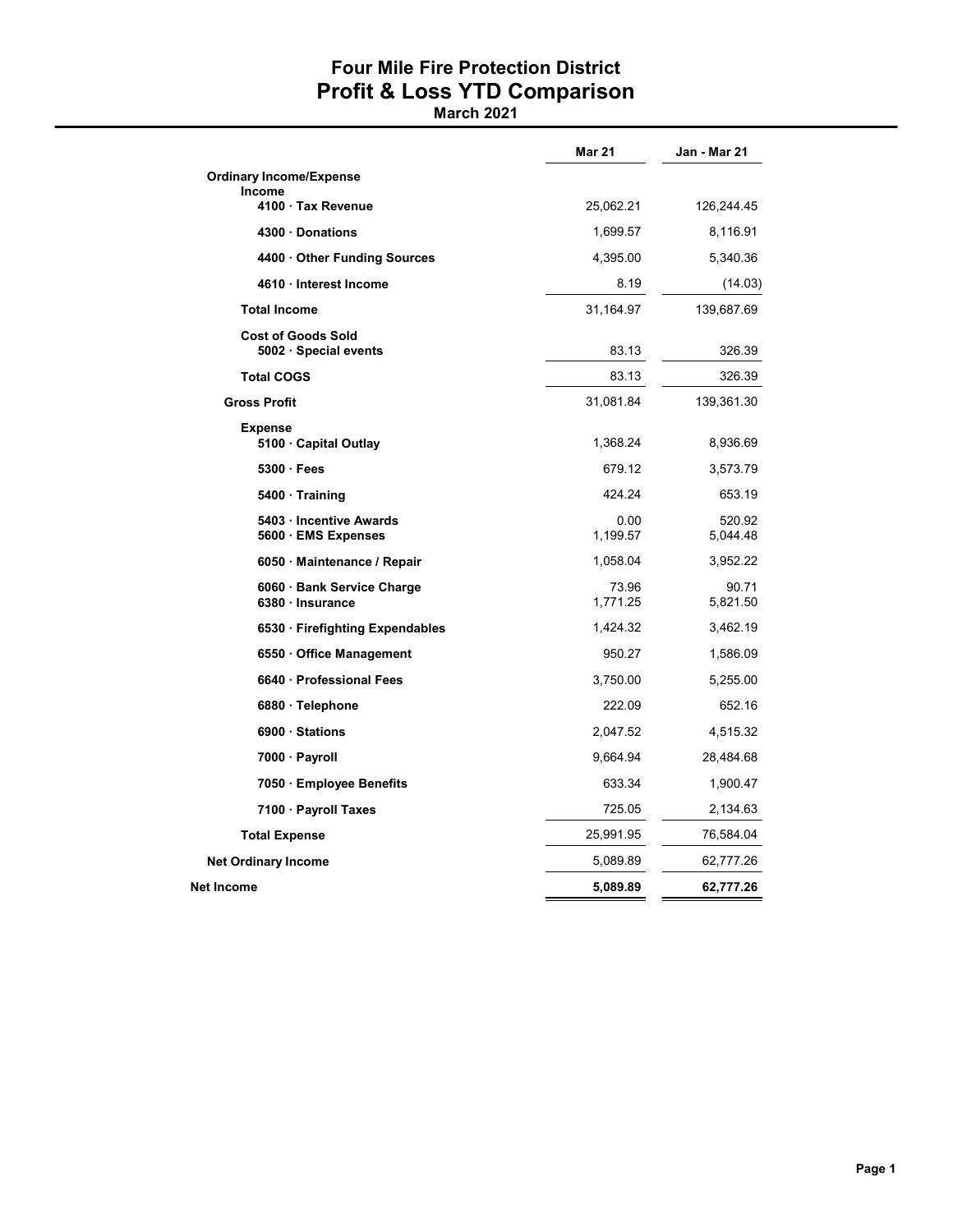# Four Mile Fire Protection District
## Profit & Loss YTD Comparison
### March 2021

| | Mar 21 | Jan - Mar 21 |
|---|---|---|
| **Ordinary Income/Expense** | | |
| **Income** | | |
| 4100 · Tax Revenue | 25,062.21 | 126,244.45 |
| 4300 · Donations | 1,699.57 | 8,116.91 |
| 4400 · Other Funding Sources | 4,395.00 | 5,340.36 |
| 4610 · Interest Income | 8.19 | (14.03) |
| **Total Income** | 31,164.97 | 139,687.69 |
| **Cost of Goods Sold** | | |
| 5002 · Special events | 83.13 | 326.39 |
| **Total COGS** | 83.13 | 326.39 |
| **Gross Profit** | 31,081.84 | 139,361.30 |
| **Expense** | | |
| 5100 · Capital Outlay | 1,368.24 | 8,936.69 |
| 5300 · Fees | 679.12 | 3,573.79 |
| 5400 · Training | 424.24 | 653.19 |
| 5403 · Incentive Awards | 0.00 | 520.92 |
| 5600 · EMS Expenses | 1,199.57 | 5,044.48 |
| 6050 · Maintenance / Repair | 1,058.04 | 3,952.22 |
| 6060 · Bank Service Charge | 73.96 | 90.71 |
| 6380 · Insurance | 1,771.25 | 5,821.50 |
| 6530 · Firefighting Expendables | 1,424.32 | 3,462.19 |
| 6550 · Office Management | 950.27 | 1,586.09 |
| 6640 · Professional Fees | 3,750.00 | 5,255.00 |
| 6880 · Telephone | 222.09 | 652.16 |
| 6900 · Stations | 2,047.52 | 4,515.32 |
| 7000 · Payroll | 9,664.94 | 28,484.68 |
| 7050 · Employee Benefits | 633.34 | 1,900.47 |
| 7100 · Payroll Taxes | 725.05 | 2,134.63 |
| **Total Expense** | 25,991.95 | 76,584.04 |
| **Net Ordinary Income** | 5,089.89 | 62,777.26 |
| **Net Income** | **5,089.89** | **62,777.26** |